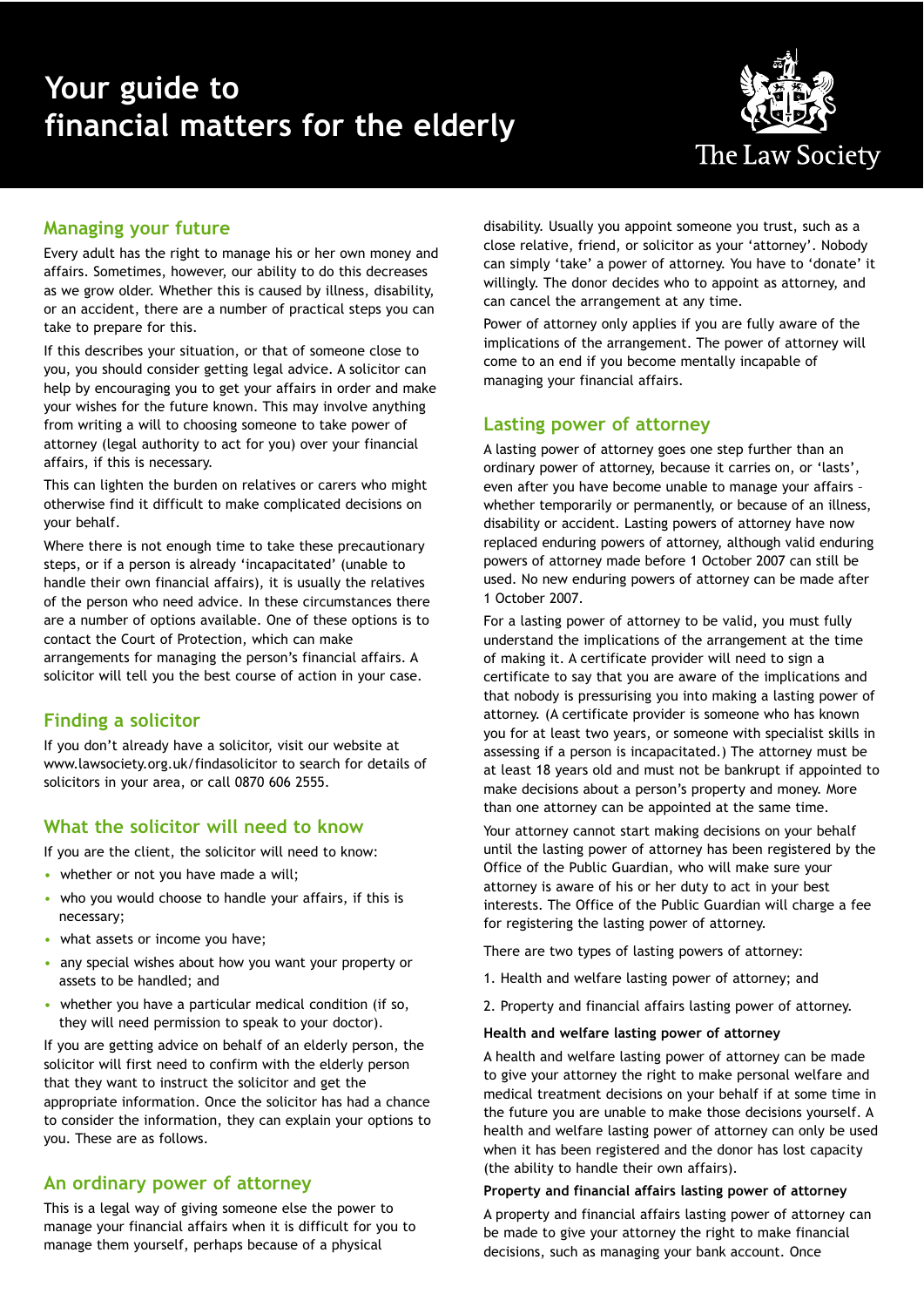# Your guide to financial matters for the elderly

The Law Society

## Managing your future

Every adult has the right to manage his or her own money and affairs. Sometimes, however, our ability to do this decreases as we grow older. Whether this is caused by illness, disability, or an accident, there are a number of practical steps you can take to prepare for this.

If this describes your situation, or that of someone close to you, you should consider getting legal advice. A solicitor can help by encouraging you to get your affairs in order and make your wishes for the future known. This may involve anything from writing a will to choosing someone to take power of attorney (legal authority to act for you) over your financial affairs, if this is necessary.

This can lighten the burden on relatives or carers who might otherwise find it difficult to make complicated decisions on your behalf.

Where there is not enough time to take these precautionary steps, or if a person is already 'incapacitated' (unable to handle their own financial affairs), it is usually the relatives of the person who need advice. In these circumstances there are a number of options available. One of these options is to contact the Court of Protection, which can make arrangements for managing the person's financial affairs. A solicitor will tell you the best course of action in your case.

## Finding a solicitor

If you don't already have a solicitor, visit our website at www.lawsociety.org.uk/findasolicitor to search for details of solicitors in your area, or call 0870 606 2555.

## What the solicitor will need to know

If you are the client, the solicitor will need to know:

- whether or not you have made a will;
- who you would choose to handle your affairs, if this is necessary;
- what assets or income you have;
- any special wishes about how you want your property or assets to be handled; and
- whether you have a particular medical condition (if so, they will need permission to speak to your doctor).

If you are getting advice on behalf of an elderly person, the solicitor will first need to confirm with the elderly person that they want to instruct the solicitor and get the appropriate information. Once the solicitor has had a chance to consider the information, they can explain your options to you. These are as follows.

## An ordinary power of attorney

This is a legal way of giving someone else the power to manage your financial affairs when it is difficult for you to manage them yourself, perhaps because of a physical disability. Usually you appoint someone you trust, such as a close relative, friend, or solicitor as your 'attorney'. Nobody can simply 'take' a power of attorney. You have to 'donate' it willingly. The donor decides who to appoint as attorney, and can cancel the arrangement at any time.

Power of attorney only applies if you are fully aware of the implications of the arrangement. The power of attorney will come to an end if you become mentally incapable of managing your financial affairs.

## Lasting power of attorney

A lasting power of attorney goes one step further than an ordinary power of attorney, because it carries on, or 'lasts', even after you have become unable to manage your affairs – whether temporarily or permanently, or because of an illness, disability or accident. Lasting powers of attorney have now replaced enduring powers of attorney, although valid enduring powers of attorney made before 1 October 2007 can still be used. No new enduring powers of attorney can be made after 1 October 2007.

For a lasting power of attorney to be valid, you must fully understand the implications of the arrangement at the time of making it. A certificate provider will need to sign a certificate to say that you are aware of the implications and that nobody is pressurising you into making a lasting power of attorney. (A certificate provider is someone who has known you for at least two years, or someone with specialist skills in assessing if a person is incapacitated.) The attorney must be at least 18 years old and must not be bankrupt if appointed to make decisions about a person's property and money. More than one attorney can be appointed at the same time.

Your attorney cannot start making decisions on your behalf until the lasting power of attorney has been registered by the Office of the Public Guardian, who will make sure your attorney is aware of his or her duty to act in your best interests. The Office of the Public Guardian will charge a fee for registering the lasting power of attorney.

There are two types of lasting powers of attorney:

1. Health and welfare lasting power of attorney; and
2. Property and financial affairs lasting power of attorney.

**Health and welfare lasting power of attorney**

A health and welfare lasting power of attorney can be made to give your attorney the right to make personal welfare and medical treatment decisions on your behalf if at some time in the future you are unable to make those decisions yourself. A health and welfare lasting power of attorney can only be used when it has been registered and the donor has lost capacity (the ability to handle their own affairs).

**Property and financial affairs lasting power of attorney**

A property and financial affairs lasting power of attorney can be made to give your attorney the right to make financial decisions, such as managing your bank account. Once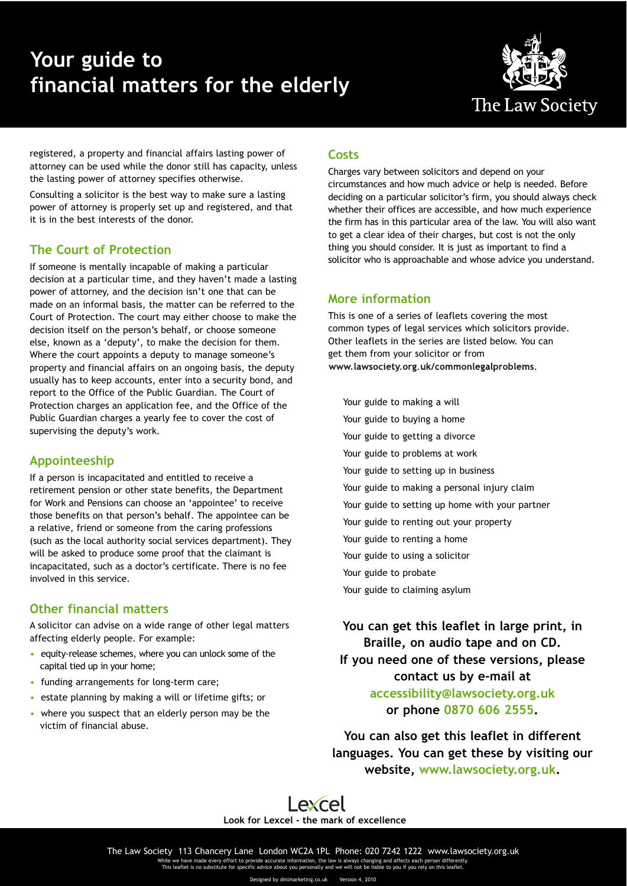registered, a property and financial affairs lasting power of attorney can be used while the donor still has capacity, unless the lasting power of attorney specifies otherwise.

Consulting a solicitor is the best way to make sure a lasting power of attorney is properly set up and registered, and that it is in the best interests of the donor.

## The Court of Protection

If someone is mentally incapable of making a particular decision at a particular time, and they haven't made a lasting power of attorney, and the decision isn't one that can be made on an informal basis, the matter can be referred to the Court of Protection. The court may either choose to make the decision itself on the person's behalf, or choose someone else, known as a 'deputy', to make the decision for them. Where the court appoints a deputy to manage someone's property and financial affairs on an ongoing basis, the deputy usually has to keep accounts, enter into a security bond, and report to the Office of the Public Guardian. The Court of Protection charges an application fee, and the Office of the Public Guardian charges a yearly fee to cover the cost of supervising the deputy's work.

## Appointeeship

If a person is incapacitated and entitled to receive a retirement pension or other state benefits, the Department for Work and Pensions can choose an 'appointee' to receive those benefits on that person's behalf. The appointee can be a relative, friend or someone from the caring professions (such as the local authority social services department). They will be asked to produce some proof that the claimant is incapacitated, such as a doctor's certificate. There is no fee involved in this service.

## Other financial matters

A solicitor can advise on a wide range of other legal matters affecting elderly people. For example:

- equity-release schemes, where you can unlock some of the capital tied up in your home;
- funding arrangements for long-term care;
- estate planning by making a will or lifetime gifts; or
- where you suspect that an elderly person may be the victim of financial abuse.

## Costs

Charges vary between solicitors and depend on your circumstances and how much advice or help is needed. Before deciding on a particular solicitor's firm, you should always check whether their offices are accessible, and how much experience the firm has in this particular area of the law. You will also want to get a clear idea of their charges, but cost is not the only thing you should consider. It is just as important to find a solicitor who is approachable and whose advice you understand.

## More information

This is one of a series of leaflets covering the most common types of legal services which solicitors provide. Other leaflets in the series are listed below. You can get them from your solicitor or from **www.lawsociety.org.uk/commonlegalproblems**.

Your guide to making a will
Your guide to buying a home
Your guide to getting a divorce
Your guide to problems at work
Your guide to setting up in business
Your guide to making a personal injury claim
Your guide to setting up home with your partner
Your guide to renting out your property
Your guide to renting a home
Your guide to using a solicitor
Your guide to probate
Your guide to claiming asylum

**You can get this leaflet in large print, in Braille, on audio tape and on CD. If you need one of these versions, please contact us by e-mail at accessibility@lawsociety.org.uk or phone 0870 606 2555.**

**You can also get this leaflet in different languages. You can get these by visiting our website, www.lawsociety.org.uk.**

Lexcel
**Look for Lexcel - the mark of excellence**

The Law Society 113 Chancery Lane London WC2A 1PL Phone: 020 7242 1222 www.lawsociety.org.uk
While we have made every effort to provide accurate information, the law is always changing and affects each person differently. This leaflet is no substitute for specific advice about you personally and we will not be liable to you if you rely on this leaflet.

Designed by dmlmarketing.co.uk Version 4, 2010